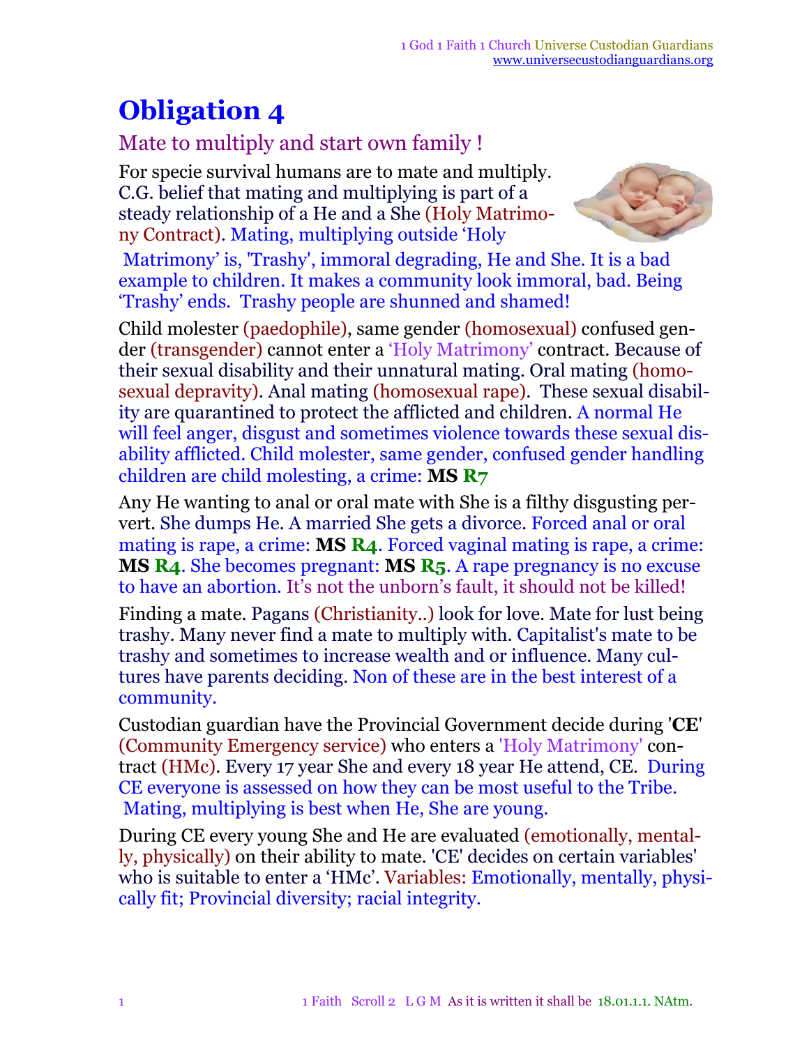# Obligation 4

## Mate to multiply and start own family !

For specie survival humans are to mate and multiply. C.G. belief that mating and multiplying is part of a steady relationship of a He and a She (Holy Matrimony Contract). Mating, multiplying outside 'Holy Matrimony' is, 'Trashy', immoral degrading, He and She. It is a bad example to children. It makes a community look immoral, bad. Being 'Trashy' ends. Trashy people are shunned and shamed!

Child molester (paedophile), same gender (homosexual) confused gender (transgender) cannot enter a 'Holy Matrimony' contract. Because of their sexual disability and their unnatural mating. Oral mating (homosexual depravity). Anal mating (homosexual rape). These sexual disability are quarantined to protect the afflicted and children. A normal He will feel anger, disgust and sometimes violence towards these sexual disability afflicted. Child molester, same gender, confused gender handling children are child molesting, a crime: **MS R7**

Any He wanting to anal or oral mate with She is a filthy disgusting pervert. She dumps He. A married She gets a divorce. Forced anal or oral mating is rape, a crime: **MS R4**. Forced vaginal mating is rape, a crime: **MS R4**. She becomes pregnant: **MS R5**. A rape pregnancy is no excuse to have an abortion. It's not the unborn's fault, it should not be killed!

Finding a mate. Pagans (Christianity..) look for love. Mate for lust being trashy. Many never find a mate to multiply with. Capitalist's mate to be trashy and sometimes to increase wealth and or influence. Many cultures have parents deciding. Non of these are in the best interest of a community.

Custodian guardian have the Provincial Government decide during '**CE**' (Community Emergency service) who enters a 'Holy Matrimony' contract (HMc). Every 17 year She and every 18 year He attend, CE. During CE everyone is assessed on how they can be most useful to the Tribe. Mating, multiplying is best when He, She are young.

During CE every young She and He are evaluated (emotionally, mentally, physically) on their ability to mate. 'CE' decides on certain variables' who is suitable to enter a 'HMc'. Variables: Emotionally, mentally, physically fit; Provincial diversity; racial integrity.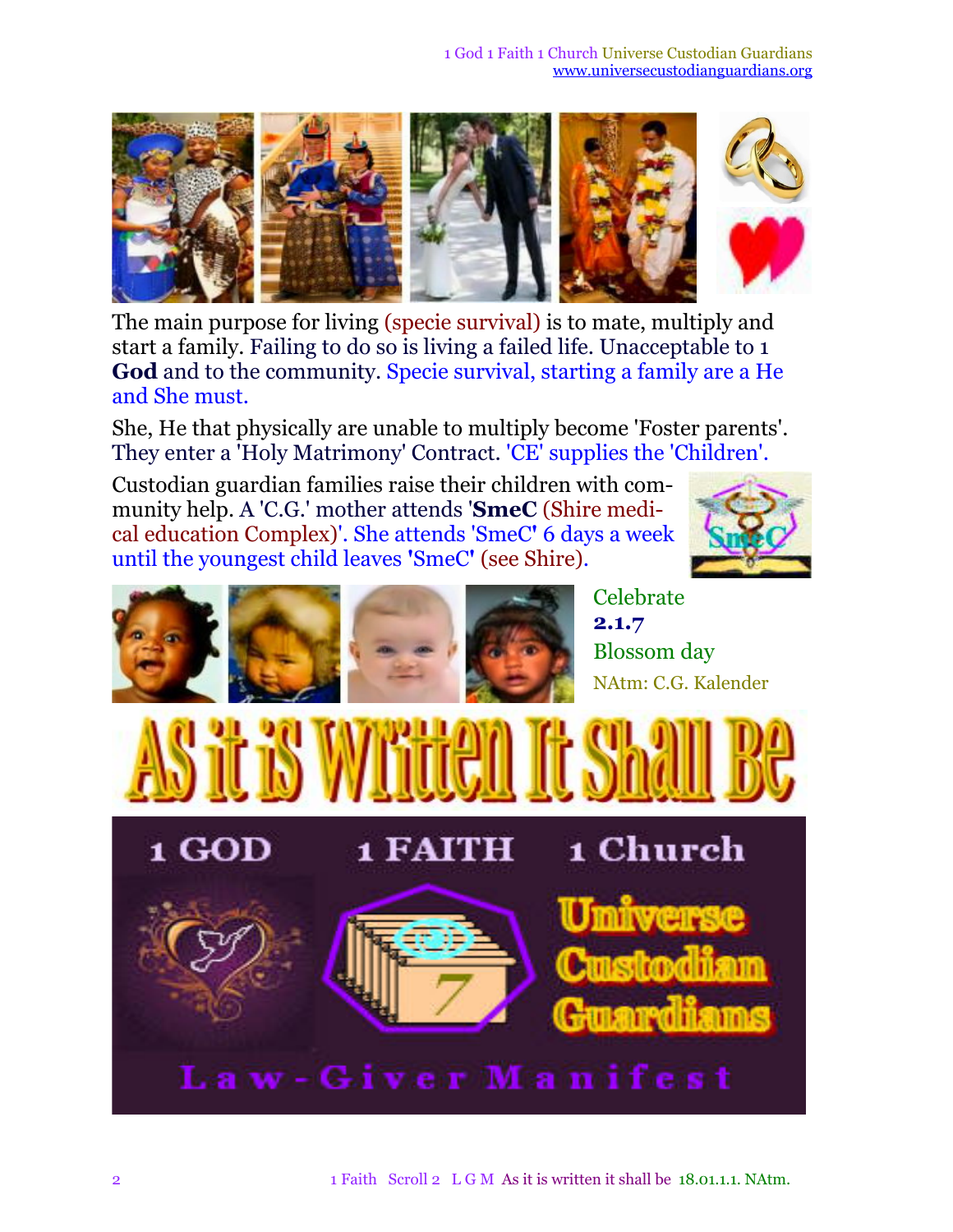The main purpose for living (specie survival) is to mate, multiply and start a family. Failing to do so is living a failed life. Unacceptable to 1 **God** and to the community. Specie survival, starting a family are a He and She must.

She, He that physically are unable to multiply become 'Foster parents'. They enter a 'Holy Matrimony' Contract. 'CE' supplies the 'Children'.

Custodian guardian families raise their children with community help. A 'C.G.' mother attends '**SmeC** (Shire medical education Complex)'. She attends 'SmeC' 6 days a week until the youngest child leaves '**SmeC**' (see Shire).

Celebrate
**2.1.7**
Blossom day
NAtm: C.G. Kalender

# AS it iS Written It Shall Be

1 GOD 1 FAITH 1 Church

Universe Custodian Guardians

Law-Giver Manifest